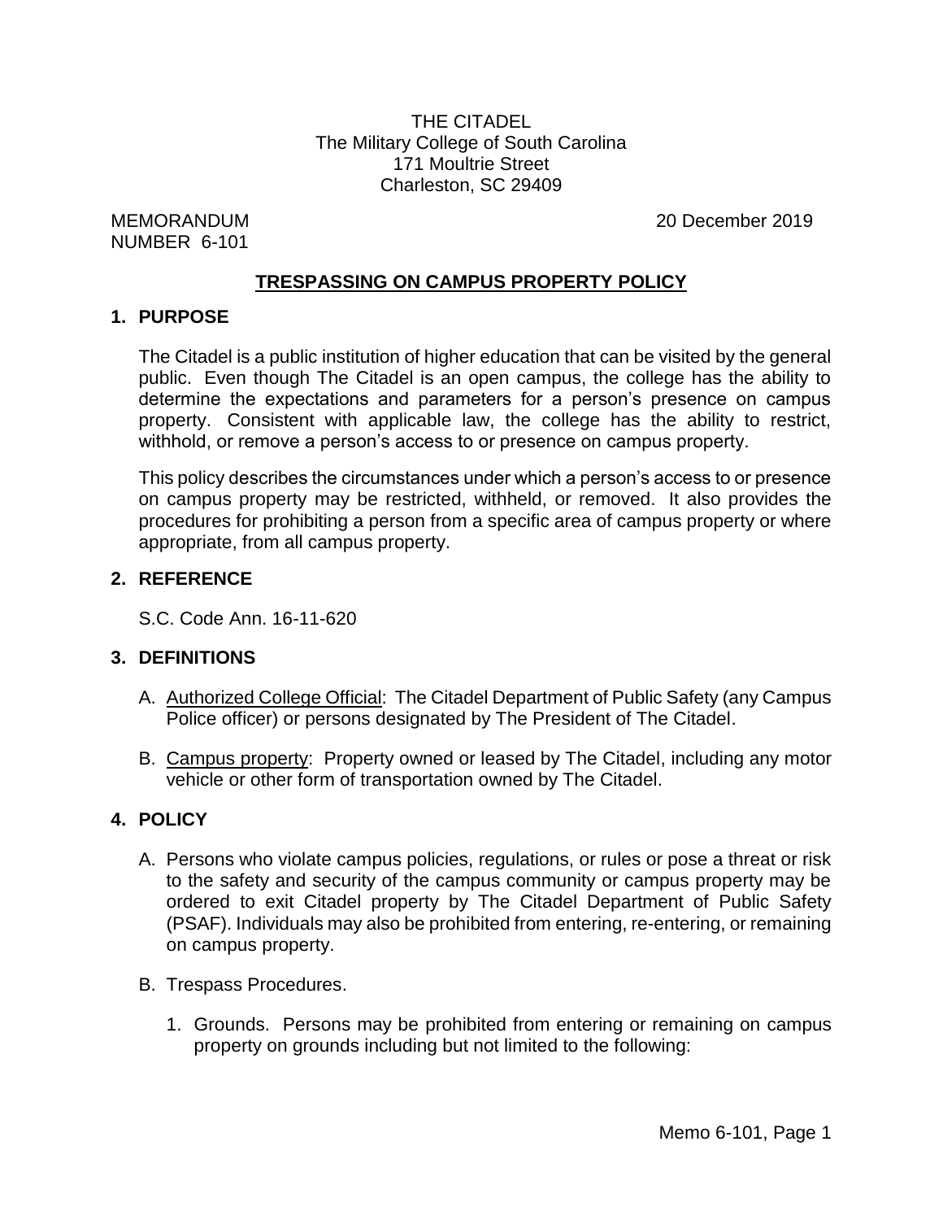THE CITADEL
The Military College of South Carolina
171 Moultrie Street
Charleston, SC 29409

MEMORANDUM
NUMBER 6-101

20 December 2019

## TRESPASSING ON CAMPUS PROPERTY POLICY

### 1. PURPOSE

The Citadel is a public institution of higher education that can be visited by the general public. Even though The Citadel is an open campus, the college has the ability to determine the expectations and parameters for a person's presence on campus property. Consistent with applicable law, the college has the ability to restrict, withhold, or remove a person's access to or presence on campus property.

This policy describes the circumstances under which a person's access to or presence on campus property may be restricted, withheld, or removed. It also provides the procedures for prohibiting a person from a specific area of campus property or where appropriate, from all campus property.

### 2. REFERENCE

S.C. Code Ann. 16-11-620

### 3. DEFINITIONS

A. Authorized College Official: The Citadel Department of Public Safety (any Campus Police officer) or persons designated by The President of The Citadel.

B. Campus property: Property owned or leased by The Citadel, including any motor vehicle or other form of transportation owned by The Citadel.

### 4. POLICY

A. Persons who violate campus policies, regulations, or rules or pose a threat or risk to the safety and security of the campus community or campus property may be ordered to exit Citadel property by The Citadel Department of Public Safety (PSAF). Individuals may also be prohibited from entering, re-entering, or remaining on campus property.

B. Trespass Procedures.

1. Grounds. Persons may be prohibited from entering or remaining on campus property on grounds including but not limited to the following: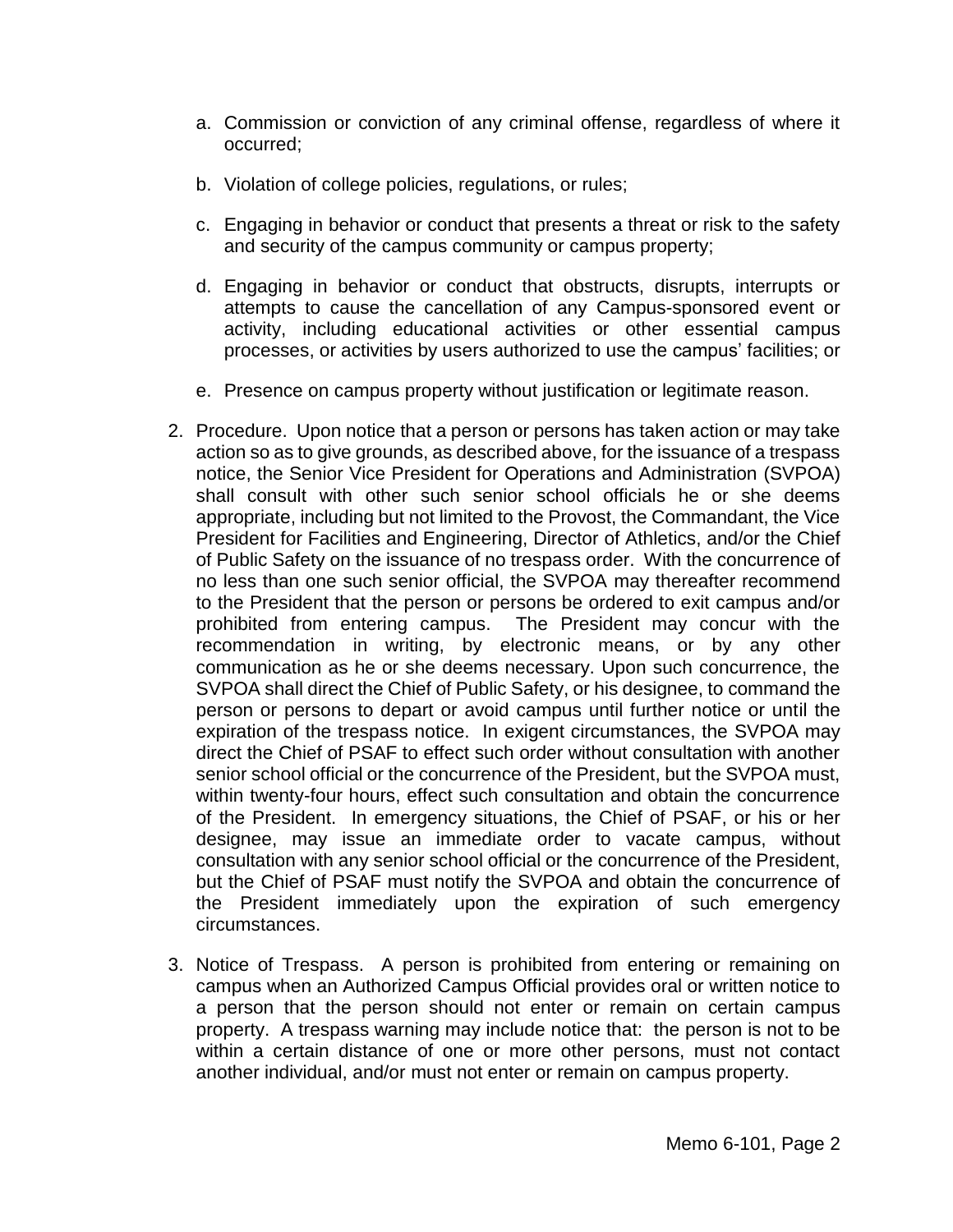a. Commission or conviction of any criminal offense, regardless of where it occurred;

b. Violation of college policies, regulations, or rules;

c. Engaging in behavior or conduct that presents a threat or risk to the safety and security of the campus community or campus property;

d. Engaging in behavior or conduct that obstructs, disrupts, interrupts or attempts to cause the cancellation of any Campus-sponsored event or activity, including educational activities or other essential campus processes, or activities by users authorized to use the campus' facilities; or

e. Presence on campus property without justification or legitimate reason.

2. Procedure. Upon notice that a person or persons has taken action or may take action so as to give grounds, as described above, for the issuance of a trespass notice, the Senior Vice President for Operations and Administration (SVPOA) shall consult with other such senior school officials he or she deems appropriate, including but not limited to the Provost, the Commandant, the Vice President for Facilities and Engineering, Director of Athletics, and/or the Chief of Public Safety on the issuance of no trespass order. With the concurrence of no less than one such senior official, the SVPOA may thereafter recommend to the President that the person or persons be ordered to exit campus and/or prohibited from entering campus. The President may concur with the recommendation in writing, by electronic means, or by any other communication as he or she deems necessary. Upon such concurrence, the SVPOA shall direct the Chief of Public Safety, or his designee, to command the person or persons to depart or avoid campus until further notice or until the expiration of the trespass notice. In exigent circumstances, the SVPOA may direct the Chief of PSAF to effect such order without consultation with another senior school official or the concurrence of the President, but the SVPOA must, within twenty-four hours, effect such consultation and obtain the concurrence of the President. In emergency situations, the Chief of PSAF, or his or her designee, may issue an immediate order to vacate campus, without consultation with any senior school official or the concurrence of the President, but the Chief of PSAF must notify the SVPOA and obtain the concurrence of the President immediately upon the expiration of such emergency circumstances.

3. Notice of Trespass. A person is prohibited from entering or remaining on campus when an Authorized Campus Official provides oral or written notice to a person that the person should not enter or remain on certain campus property. A trespass warning may include notice that: the person is not to be within a certain distance of one or more other persons, must not contact another individual, and/or must not enter or remain on campus property.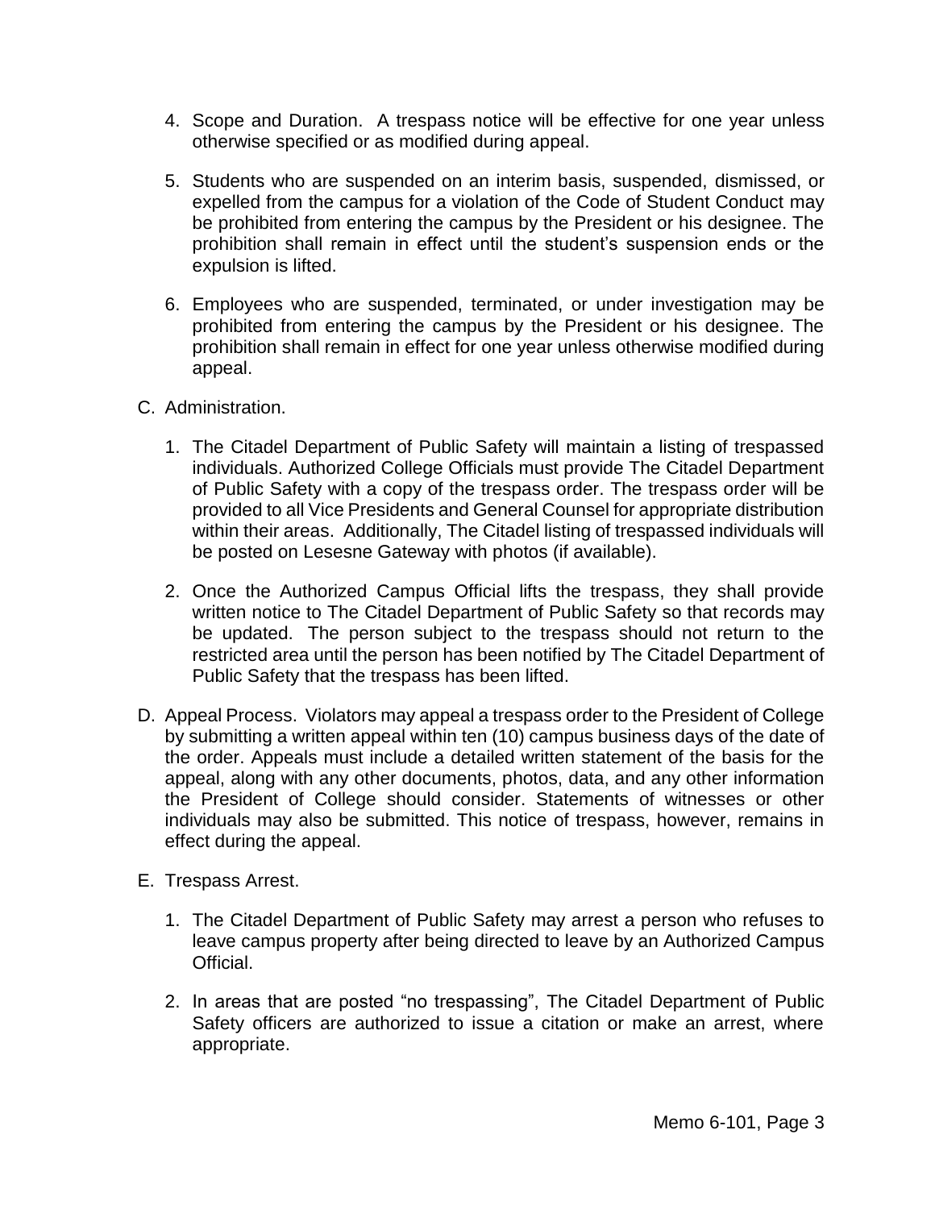4. Scope and Duration. A trespass notice will be effective for one year unless otherwise specified or as modified during appeal.

5. Students who are suspended on an interim basis, suspended, dismissed, or expelled from the campus for a violation of the Code of Student Conduct may be prohibited from entering the campus by the President or his designee. The prohibition shall remain in effect until the student's suspension ends or the expulsion is lifted.

6. Employees who are suspended, terminated, or under investigation may be prohibited from entering the campus by the President or his designee. The prohibition shall remain in effect for one year unless otherwise modified during appeal.

C. Administration.

   1. The Citadel Department of Public Safety will maintain a listing of trespassed individuals. Authorized College Officials must provide The Citadel Department of Public Safety with a copy of the trespass order. The trespass order will be provided to all Vice Presidents and General Counsel for appropriate distribution within their areas. Additionally, The Citadel listing of trespassed individuals will be posted on Lesesne Gateway with photos (if available).

   2. Once the Authorized Campus Official lifts the trespass, they shall provide written notice to The Citadel Department of Public Safety so that records may be updated. The person subject to the trespass should not return to the restricted area until the person has been notified by The Citadel Department of Public Safety that the trespass has been lifted.

D. Appeal Process. Violators may appeal a trespass order to the President of College by submitting a written appeal within ten (10) campus business days of the date of the order. Appeals must include a detailed written statement of the basis for the appeal, along with any other documents, photos, data, and any other information the President of College should consider. Statements of witnesses or other individuals may also be submitted. This notice of trespass, however, remains in effect during the appeal.

E. Trespass Arrest.

   1. The Citadel Department of Public Safety may arrest a person who refuses to leave campus property after being directed to leave by an Authorized Campus Official.

   2. In areas that are posted "no trespassing", The Citadel Department of Public Safety officers are authorized to issue a citation or make an arrest, where appropriate.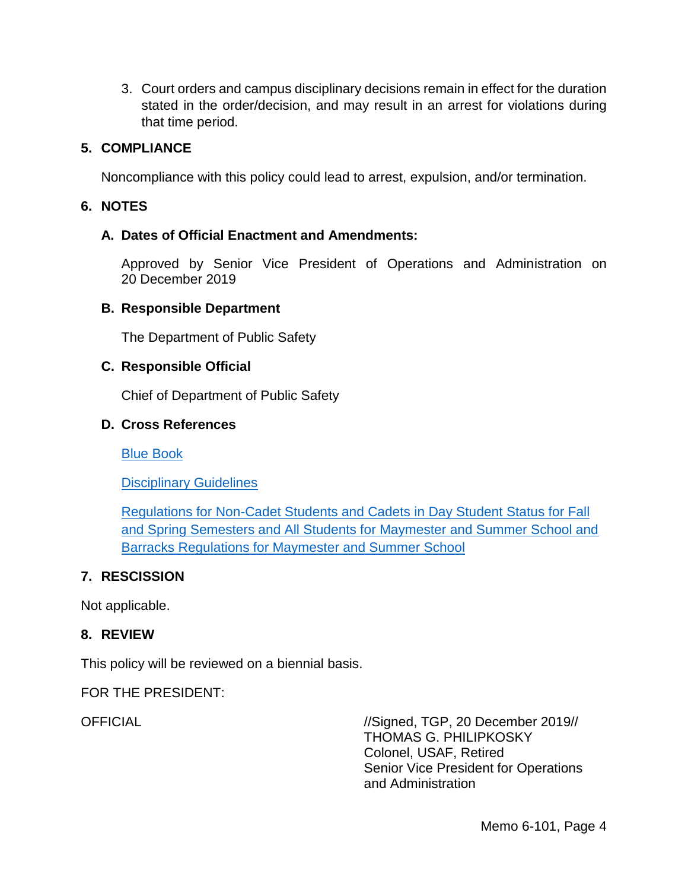3. Court orders and campus disciplinary decisions remain in effect for the duration stated in the order/decision, and may result in an arrest for violations during that time period.

## 5. COMPLIANCE

Noncompliance with this policy could lead to arrest, expulsion, and/or termination.

## 6. NOTES

### A. Dates of Official Enactment and Amendments:

Approved by Senior Vice President of Operations and Administration on 20 December 2019

### B. Responsible Department

The Department of Public Safety

### C. Responsible Official

Chief of Department of Public Safety

### D. Cross References

Blue Book

Disciplinary Guidelines

Regulations for Non-Cadet Students and Cadets in Day Student Status for Fall and Spring Semesters and All Students for Maymester and Summer School and Barracks Regulations for Maymester and Summer School

## 7. RESCISSION

Not applicable.

## 8. REVIEW

This policy will be reviewed on a biennial basis.

FOR THE PRESIDENT:

OFFICIAL

//Signed, TGP, 20 December 2019//
THOMAS G. PHILIPKOSKY
Colonel, USAF, Retired
Senior Vice President for Operations and Administration